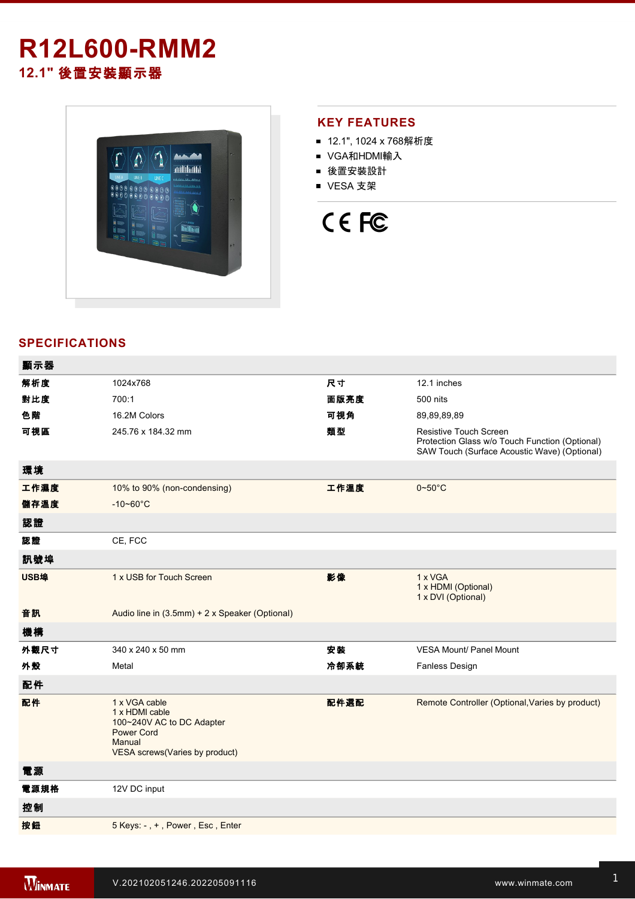# R12L600-RMM2

## 12.1" 後置安裝顯示器

## KEY FEATURES

- 12.1", 1024 x 768解析度
- VGA和HDMI輸入
- 後置安裝設計
- VESA 支架

## SPECIFICATIONS

| 顯示器 | | | |
|---|---|---|---|
| 解析度 | 1024x768 | 尺寸 | 12.1 inches |
| 對比度 | 700:1 | 面版亮度 | 500 nits |
| 色階 | 16.2M Colors | 可視角 | 89,89,89,89 |
| 可視區 | 245.76 x 184.32 mm | 類型 | Resistive Touch Screen<br>Protection Glass w/o Touch Function (Optional)<br>SAW Touch (Surface Acoustic Wave) (Optional) |
| **環境** | | | |
| 工作濕度 | 10% to 90% (non-condensing) | 工作溫度 | 0~50°C |
| 儲存溫度 | -10~60°C | | |
| **認證** | | | |
| 認證 | CE, FCC | | |
| **訊號埠** | | | |
| USB埠 | 1 x USB for Touch Screen | 影像 | 1 x VGA<br>1 x HDMI (Optional)<br>1 x DVI (Optional) |
| 音訊 | Audio line in (3.5mm) + 2 x Speaker (Optional) | | |
| **機構** | | | |
| 外觀尺寸 | 340 x 240 x 50 mm | 安裝 | VESA Mount/ Panel Mount |
| 外殼 | Metal | 冷卻系統 | Fanless Design |
| **配件** | | | |
| 配件 | 1 x VGA cable<br>1 x HDMI cable<br>100~240V AC to DC Adapter<br>Power Cord<br>Manual<br>VESA screws(Varies by product) | 配件選配 | Remote Controller (Optional,Varies by product) |
| **電源** | | | |
| 電源規格 | 12V DC input | | |
| **控制** | | | |
| 按鈕 | 5 Keys: - , + , Power , Esc , Enter | | |

V.202102051246.202205091116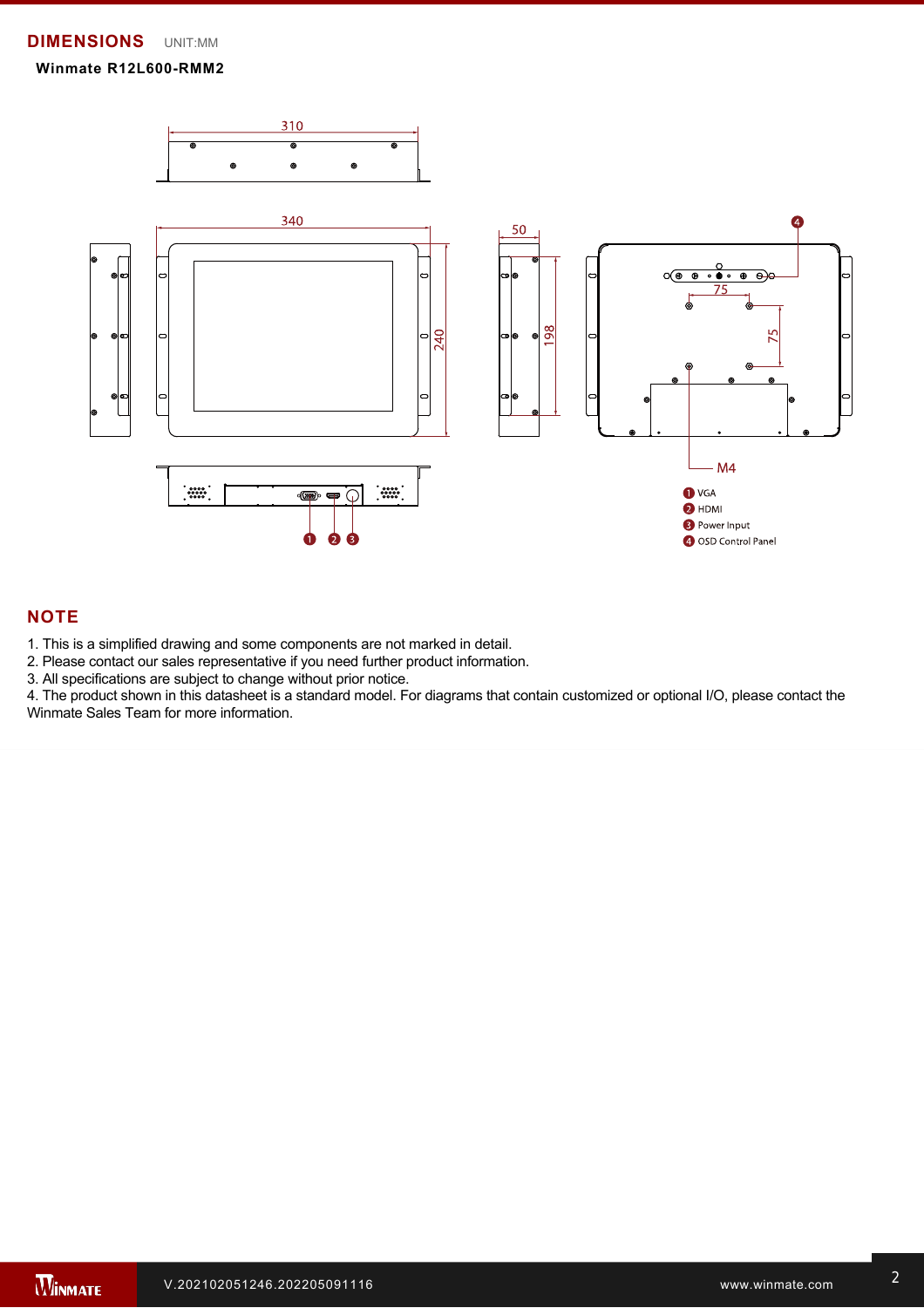## DIMENSIONS UNIT:MM

**Winmate R12L600-RMM2**

310

340

50

240

198

75

75

M4

1 VGA
2 HDMI
3 Power Input
4 OSD Control Panel

## NOTE

1. This is a simplified drawing and some components are not marked in detail.
2. Please contact our sales representative if you need further product information.
3. All specifications are subject to change without prior notice.
4. The product shown in this datasheet is a standard model. For diagrams that contain customized or optional I/O, please contact the Winmate Sales Team for more information.